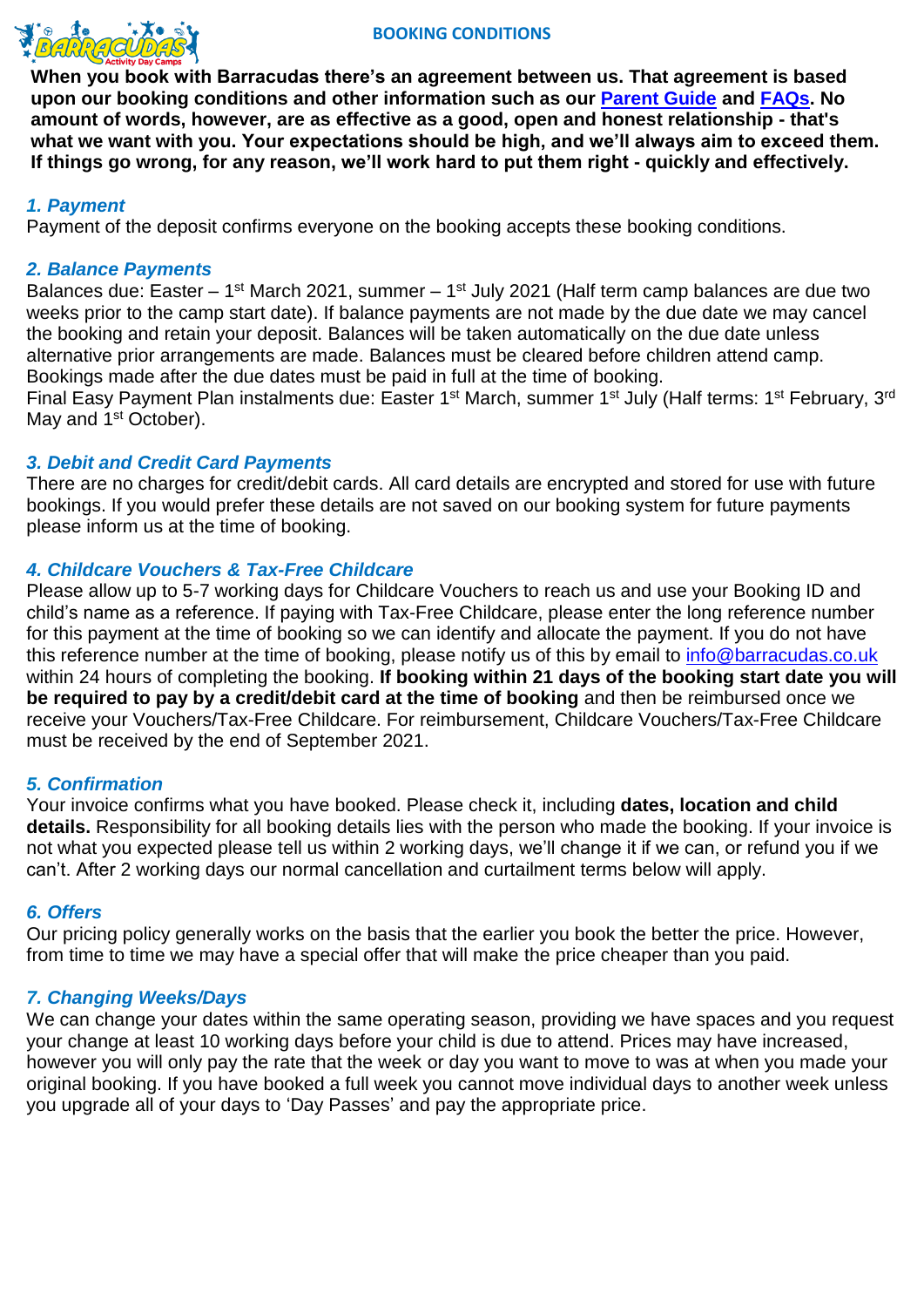# BOOKING CONDITIONS

**When you book with Barracudas there's an agreement between us. That agreement is based upon our booking conditions and other information such as our Parent Guide and FAQs. No amount of words, however, are as effective as a good, open and honest relationship - that's what we want with you. Your expectations should be high, and we'll always aim to exceed them. If things go wrong, for any reason, we'll work hard to put them right - quickly and effectively.**

### *1. Payment*

Payment of the deposit confirms everyone on the booking accepts these booking conditions.

### *2. Balance Payments*

Balances due: Easter – 1st March 2021, summer – 1st July 2021 (Half term camp balances are due two weeks prior to the camp start date). If balance payments are not made by the due date we may cancel the booking and retain your deposit. Balances will be taken automatically on the due date unless alternative prior arrangements are made. Balances must be cleared before children attend camp. Bookings made after the due dates must be paid in full at the time of booking.
Final Easy Payment Plan instalments due: Easter 1st March, summer 1st July (Half terms: 1st February, 3rd May and 1st October).

### *3. Debit and Credit Card Payments*

There are no charges for credit/debit cards. All card details are encrypted and stored for use with future bookings. If you would prefer these details are not saved on our booking system for future payments please inform us at the time of booking.

### *4. Childcare Vouchers & Tax-Free Childcare*

Please allow up to 5-7 working days for Childcare Vouchers to reach us and use your Booking ID and child's name as a reference. If paying with Tax-Free Childcare, please enter the long reference number for this payment at the time of booking so we can identify and allocate the payment. If you do not have this reference number at the time of booking, please notify us of this by email to info@barracudas.co.uk within 24 hours of completing the booking. **If booking within 21 days of the booking start date you will be required to pay by a credit/debit card at the time of booking** and then be reimbursed once we receive your Vouchers/Tax-Free Childcare. For reimbursement, Childcare Vouchers/Tax-Free Childcare must be received by the end of September 2021.

### *5. Confirmation*

Your invoice confirms what you have booked. Please check it, including **dates, location and child details.** Responsibility for all booking details lies with the person who made the booking. If your invoice is not what you expected please tell us within 2 working days, we'll change it if we can, or refund you if we can't. After 2 working days our normal cancellation and curtailment terms below will apply.

### *6. Offers*

Our pricing policy generally works on the basis that the earlier you book the better the price. However, from time to time we may have a special offer that will make the price cheaper than you paid.

### *7. Changing Weeks/Days*

We can change your dates within the same operating season, providing we have spaces and you request your change at least 10 working days before your child is due to attend. Prices may have increased, however you will only pay the rate that the week or day you want to move to was at when you made your original booking. If you have booked a full week you cannot move individual days to another week unless you upgrade all of your days to 'Day Passes' and pay the appropriate price.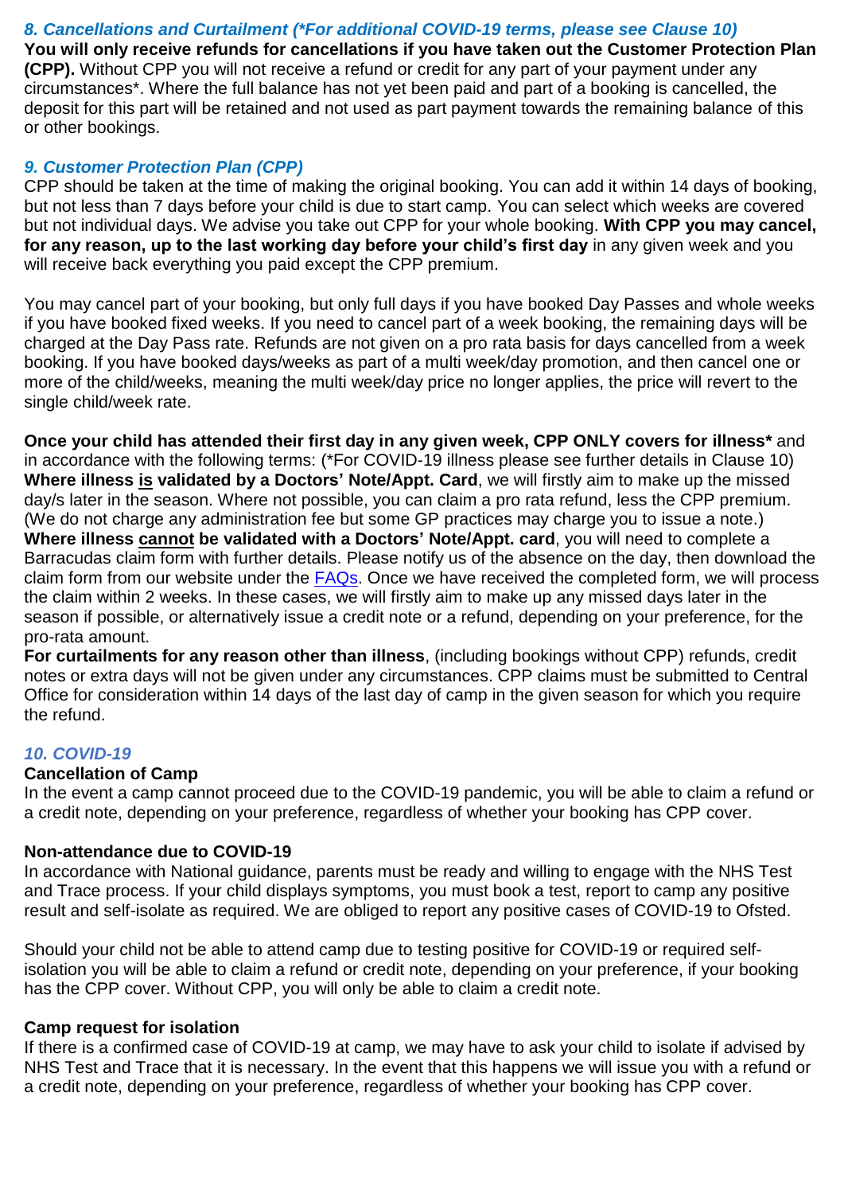### *8. Cancellations and Curtailment (*For additional COVID-19 terms, please see Clause 10)*

**You will only receive refunds for cancellations if you have taken out the Customer Protection Plan (CPP).** Without CPP you will not receive a refund or credit for any part of your payment under any circumstances*. Where the full balance has not yet been paid and part of a booking is cancelled, the deposit for this part will be retained and not used as part payment towards the remaining balance of this or other bookings.

### *9. Customer Protection Plan (CPP)*

CPP should be taken at the time of making the original booking. You can add it within 14 days of booking, but not less than 7 days before your child is due to start camp. You can select which weeks are covered but not individual days. We advise you take out CPP for your whole booking. **With CPP you may cancel, for any reason, up to the last working day before your child's first day** in any given week and you will receive back everything you paid except the CPP premium.

You may cancel part of your booking, but only full days if you have booked Day Passes and whole weeks if you have booked fixed weeks. If you need to cancel part of a week booking, the remaining days will be charged at the Day Pass rate. Refunds are not given on a pro rata basis for days cancelled from a week booking. If you have booked days/weeks as part of a multi week/day promotion, and then cancel one or more of the child/weeks, meaning the multi week/day price no longer applies, the price will revert to the single child/week rate.

**Once your child has attended their first day in any given week, CPP ONLY covers for illness*** and in accordance with the following terms: (*For COVID-19 illness please see further details in Clause 10)
**Where illness <u>is</u> validated by a Doctors' Note/Appt. Card**, we will firstly aim to make up the missed day/s later in the season. Where not possible, you can claim a pro rata refund, less the CPP premium. (We do not charge any administration fee but some GP practices may charge you to issue a note.)
**Where illness <u>cannot</u> be validated with a Doctors' Note/Appt. card**, you will need to complete a Barracudas claim form with further details. Please notify us of the absence on the day, then download the claim form from our website under the FAQs. Once we have received the completed form, we will process the claim within 2 weeks. In these cases, we will firstly aim to make up any missed days later in the season if possible, or alternatively issue a credit note or a refund, depending on your preference, for the pro-rata amount.
**For curtailments for any reason other than illness**, (including bookings without CPP) refunds, credit notes or extra days will not be given under any circumstances. CPP claims must be submitted to Central Office for consideration within 14 days of the last day of camp in the given season for which you require the refund.

### *10. COVID-19*

**Cancellation of Camp**
In the event a camp cannot proceed due to the COVID-19 pandemic, you will be able to claim a refund or a credit note, depending on your preference, regardless of whether your booking has CPP cover.

**Non-attendance due to COVID-19**
In accordance with National guidance, parents must be ready and willing to engage with the NHS Test and Trace process. If your child displays symptoms, you must book a test, report to camp any positive result and self-isolate as required. We are obliged to report any positive cases of COVID-19 to Ofsted.

Should your child not be able to attend camp due to testing positive for COVID-19 or required self-isolation you will be able to claim a refund or credit note, depending on your preference, if your booking has the CPP cover. Without CPP, you will only be able to claim a credit note.

**Camp request for isolation**
If there is a confirmed case of COVID-19 at camp, we may have to ask your child to isolate if advised by NHS Test and Trace that it is necessary. In the event that this happens we will issue you with a refund or a credit note, depending on your preference, regardless of whether your booking has CPP cover.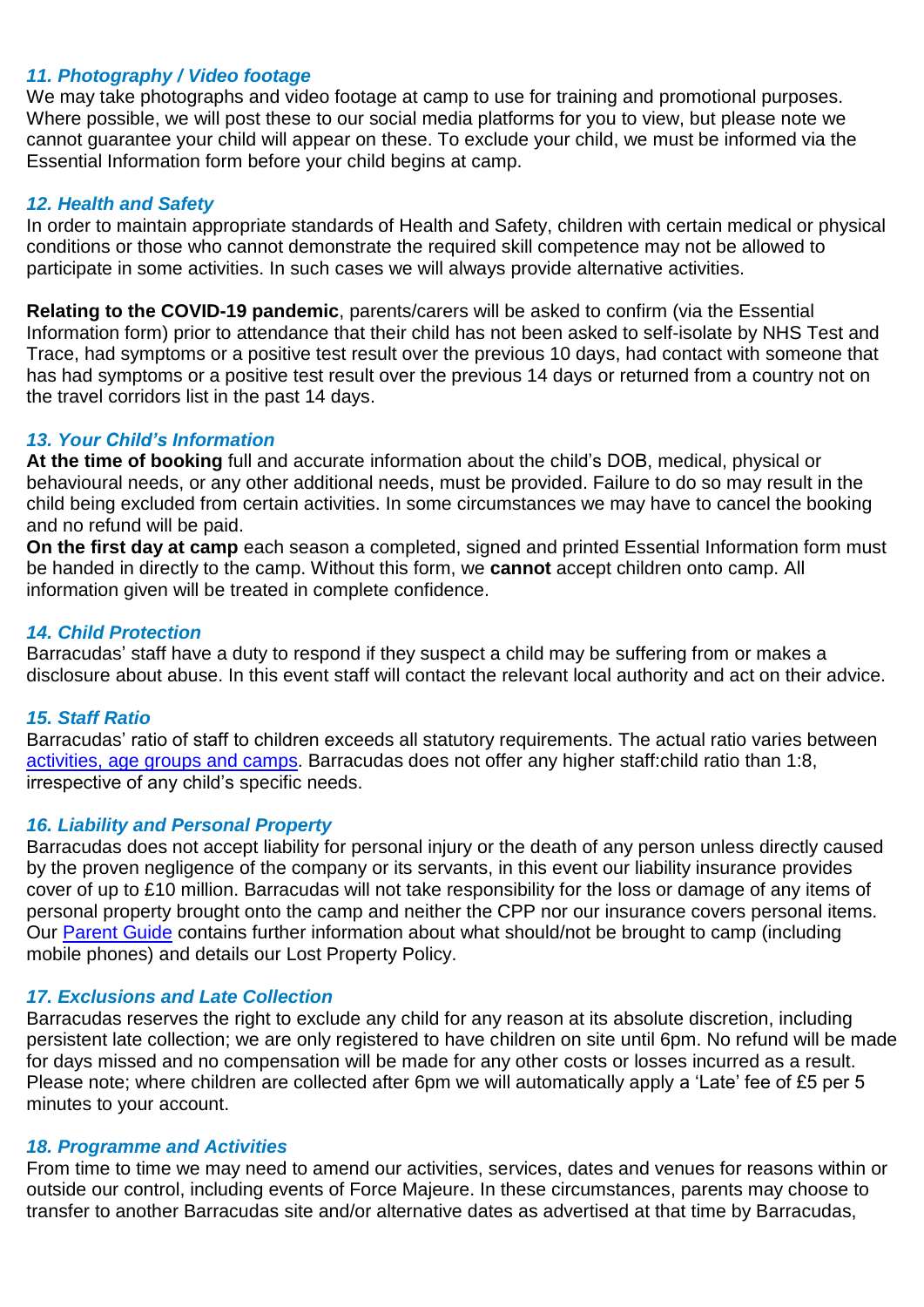### *11. Photography / Video footage*

We may take photographs and video footage at camp to use for training and promotional purposes. Where possible, we will post these to our social media platforms for you to view, but please note we cannot guarantee your child will appear on these. To exclude your child, we must be informed via the Essential Information form before your child begins at camp.

### *12. Health and Safety*

In order to maintain appropriate standards of Health and Safety, children with certain medical or physical conditions or those who cannot demonstrate the required skill competence may not be allowed to participate in some activities. In such cases we will always provide alternative activities.

**Relating to the COVID-19 pandemic**, parents/carers will be asked to confirm (via the Essential Information form) prior to attendance that their child has not been asked to self-isolate by NHS Test and Trace, had symptoms or a positive test result over the previous 10 days, had contact with someone that has had symptoms or a positive test result over the previous 14 days or returned from a country not on the travel corridors list in the past 14 days.

### *13. Your Child's Information*

**At the time of booking** full and accurate information about the child's DOB, medical, physical or behavioural needs, or any other additional needs, must be provided. Failure to do so may result in the child being excluded from certain activities. In some circumstances we may have to cancel the booking and no refund will be paid.

**On the first day at camp** each season a completed, signed and printed Essential Information form must be handed in directly to the camp. Without this form, we **cannot** accept children onto camp. All information given will be treated in complete confidence.

### *14. Child Protection*

Barracudas' staff have a duty to respond if they suspect a child may be suffering from or makes a disclosure about abuse. In this event staff will contact the relevant local authority and act on their advice.

### *15. Staff Ratio*

Barracudas' ratio of staff to children exceeds all statutory requirements. The actual ratio varies between activities, age groups and camps. Barracudas does not offer any higher staff:child ratio than 1:8, irrespective of any child's specific needs.

### *16. Liability and Personal Property*

Barracudas does not accept liability for personal injury or the death of any person unless directly caused by the proven negligence of the company or its servants, in this event our liability insurance provides cover of up to £10 million. Barracudas will not take responsibility for the loss or damage of any items of personal property brought onto the camp and neither the CPP nor our insurance covers personal items. Our Parent Guide contains further information about what should/not be brought to camp (including mobile phones) and details our Lost Property Policy.

### *17. Exclusions and Late Collection*

Barracudas reserves the right to exclude any child for any reason at its absolute discretion, including persistent late collection; we are only registered to have children on site until 6pm. No refund will be made for days missed and no compensation will be made for any other costs or losses incurred as a result. Please note; where children are collected after 6pm we will automatically apply a 'Late' fee of £5 per 5 minutes to your account.

### *18. Programme and Activities*

From time to time we may need to amend our activities, services, dates and venues for reasons within or outside our control, including events of Force Majeure. In these circumstances, parents may choose to transfer to another Barracudas site and/or alternative dates as advertised at that time by Barracudas,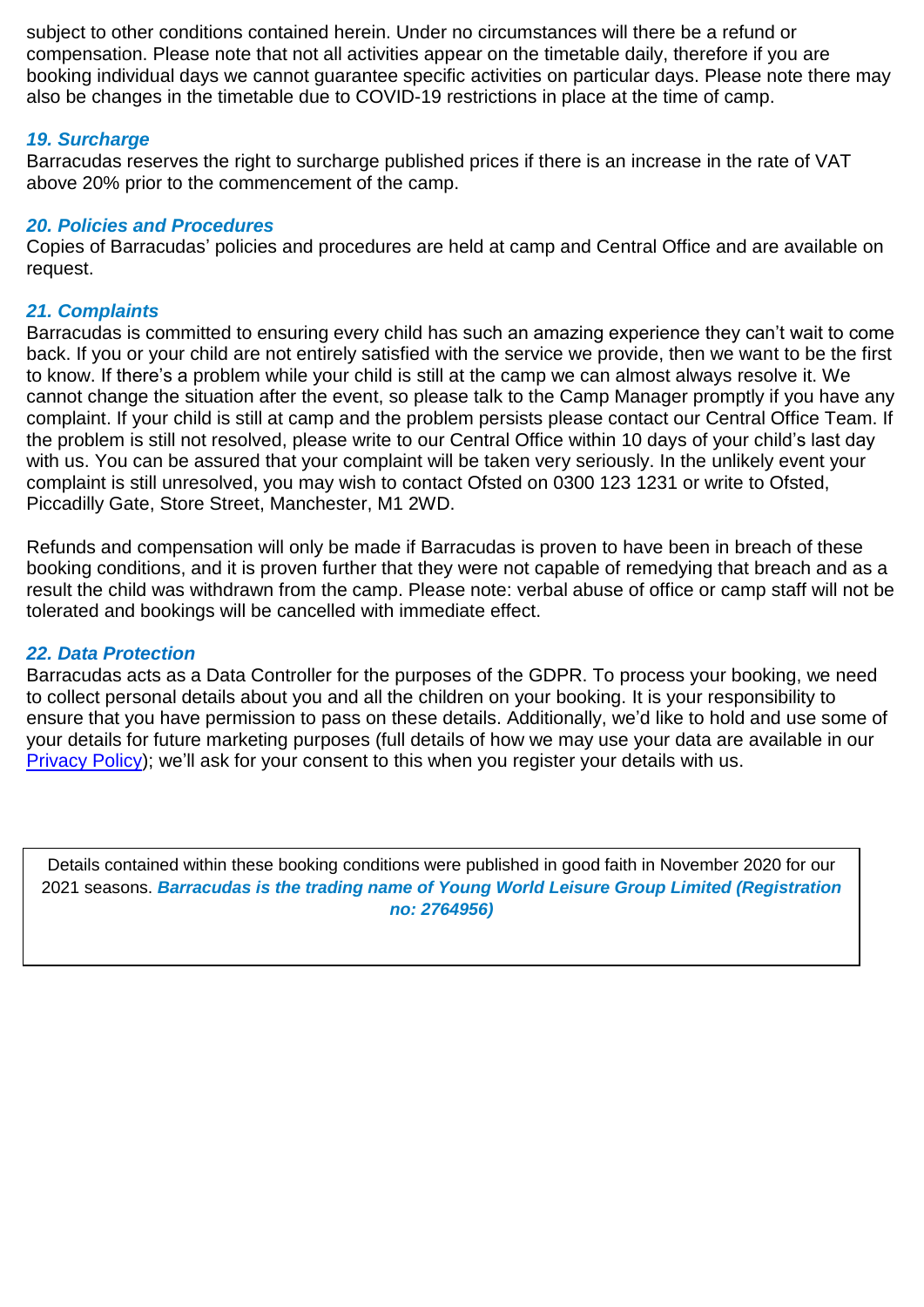subject to other conditions contained herein. Under no circumstances will there be a refund or compensation. Please note that not all activities appear on the timetable daily, therefore if you are booking individual days we cannot guarantee specific activities on particular days. Please note there may also be changes in the timetable due to COVID-19 restrictions in place at the time of camp.

### *19. Surcharge*

Barracudas reserves the right to surcharge published prices if there is an increase in the rate of VAT above 20% prior to the commencement of the camp.

### *20. Policies and Procedures*

Copies of Barracudas' policies and procedures are held at camp and Central Office and are available on request.

### *21. Complaints*

Barracudas is committed to ensuring every child has such an amazing experience they can't wait to come back. If you or your child are not entirely satisfied with the service we provide, then we want to be the first to know. If there's a problem while your child is still at the camp we can almost always resolve it. We cannot change the situation after the event, so please talk to the Camp Manager promptly if you have any complaint. If your child is still at camp and the problem persists please contact our Central Office Team. If the problem is still not resolved, please write to our Central Office within 10 days of your child's last day with us. You can be assured that your complaint will be taken very seriously. In the unlikely event your complaint is still unresolved, you may wish to contact Ofsted on 0300 123 1231 or write to Ofsted, Piccadilly Gate, Store Street, Manchester, M1 2WD.

Refunds and compensation will only be made if Barracudas is proven to have been in breach of these booking conditions, and it is proven further that they were not capable of remedying that breach and as a result the child was withdrawn from the camp. Please note: verbal abuse of office or camp staff will not be tolerated and bookings will be cancelled with immediate effect.

### *22. Data Protection*

Barracudas acts as a Data Controller for the purposes of the GDPR. To process your booking, we need to collect personal details about you and all the children on your booking. It is your responsibility to ensure that you have permission to pass on these details. Additionally, we'd like to hold and use some of your details for future marketing purposes (full details of how we may use your data are available in our Privacy Policy); we'll ask for your consent to this when you register your details with us.

Details contained within these booking conditions were published in good faith in November 2020 for our 2021 seasons. ***Barracudas is the trading name of Young World Leisure Group Limited (Registration no: 2764956)***